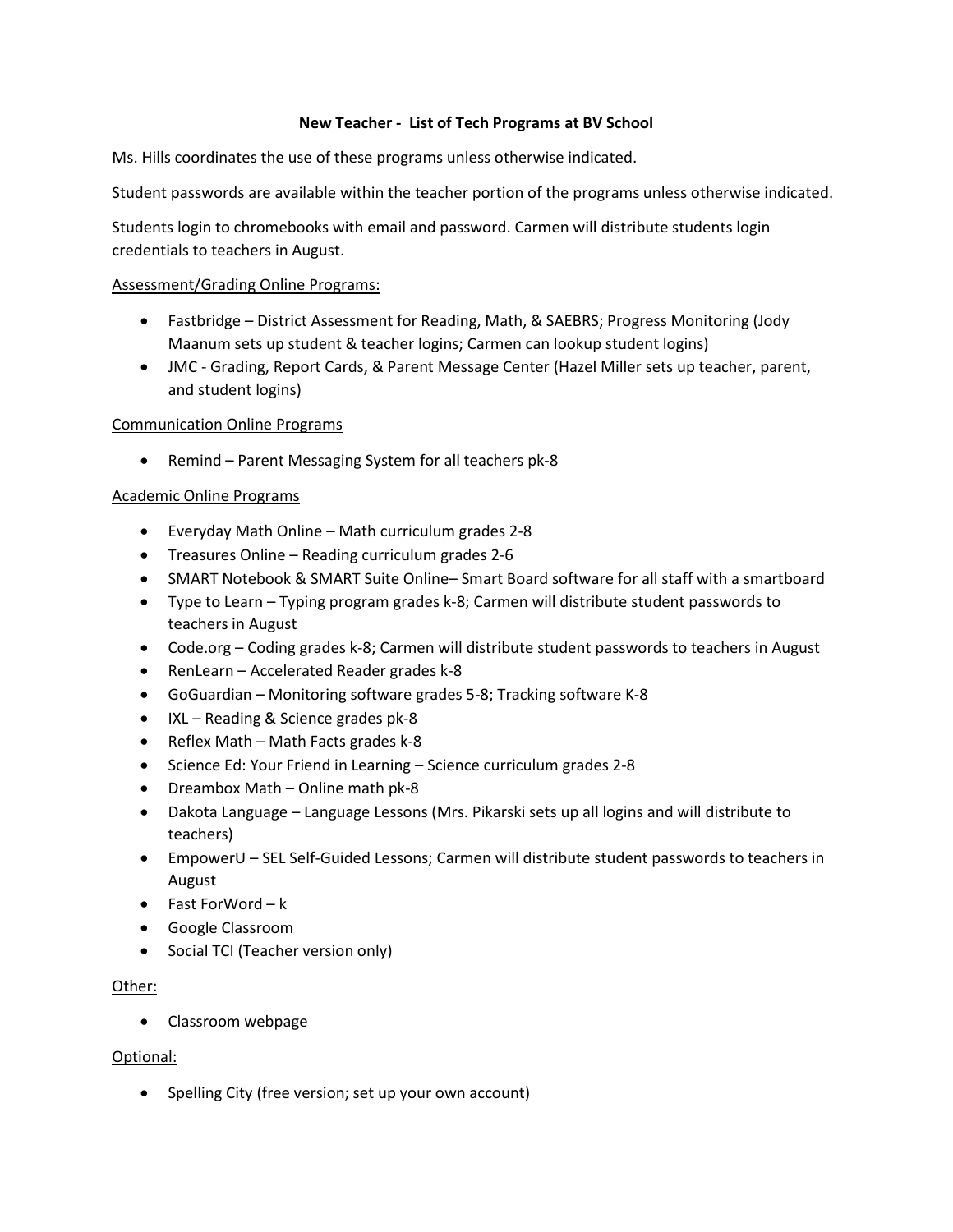# New Teacher - List of Tech Programs at BV School

Ms. Hills coordinates the use of these programs unless otherwise indicated.

Student passwords are available within the teacher portion of the programs unless otherwise indicated.

Students login to chromebooks with email and password. Carmen will distribute students login credentials to teachers in August.

## Assessment/Grading Online Programs:

- Fastbridge – District Assessment for Reading, Math, & SAEBRS; Progress Monitoring (Jody Maanum sets up student & teacher logins; Carmen can lookup student logins)
- JMC - Grading, Report Cards, & Parent Message Center (Hazel Miller sets up teacher, parent, and student logins)

## Communication Online Programs

- Remind – Parent Messaging System for all teachers pk-8

## Academic Online Programs

- Everyday Math Online – Math curriculum grades 2-8
- Treasures Online – Reading curriculum grades 2-6
- SMART Notebook & SMART Suite Online– Smart Board software for all staff with a smartboard
- Type to Learn – Typing program grades k-8; Carmen will distribute student passwords to teachers in August
- Code.org – Coding grades k-8; Carmen will distribute student passwords to teachers in August
- RenLearn – Accelerated Reader grades k-8
- GoGuardian – Monitoring software grades 5-8; Tracking software K-8
- IXL – Reading & Science grades pk-8
- Reflex Math – Math Facts grades k-8
- Science Ed: Your Friend in Learning – Science curriculum grades 2-8
- Dreambox Math – Online math pk-8
- Dakota Language – Language Lessons (Mrs. Pikarski sets up all logins and will distribute to teachers)
- EmpowerU – SEL Self-Guided Lessons; Carmen will distribute student passwords to teachers in August
- Fast ForWord – k
- Google Classroom
- Social TCI (Teacher version only)

## Other:

- Classroom webpage

## Optional:

- Spelling City (free version; set up your own account)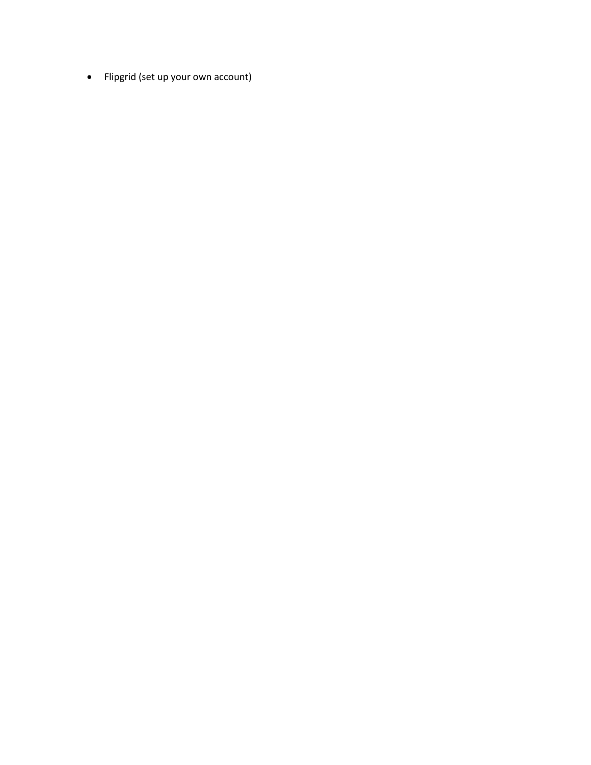- Flipgrid (set up your own account)